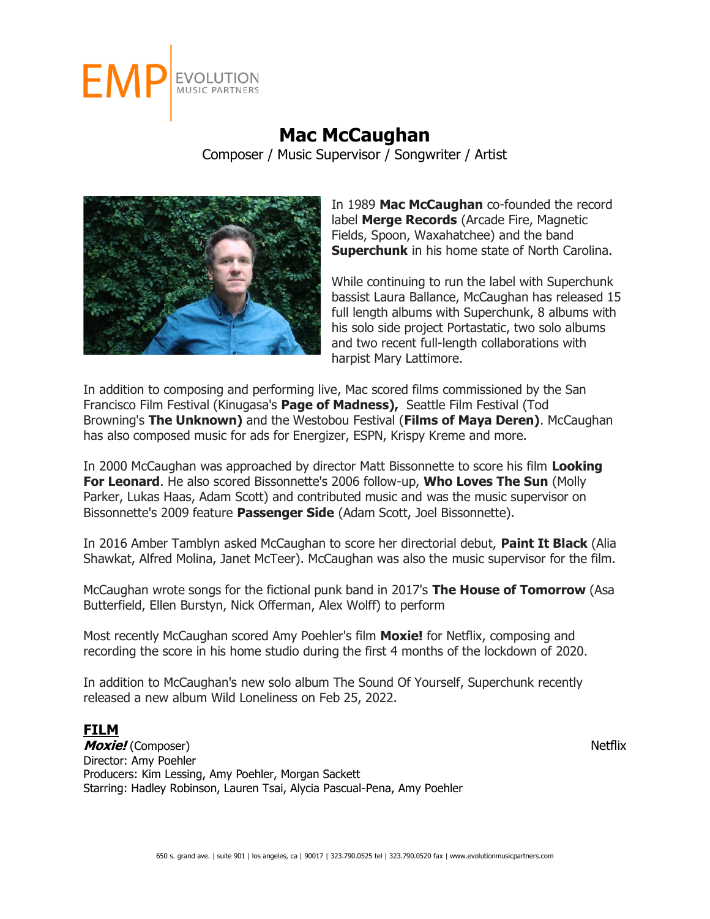EMP | EVOLUTION MUSIC PARTNERS

# Mac McCaughan

Composer / Music Supervisor / Songwriter / Artist

In 1989 **Mac McCaughan** co-founded the record label **Merge Records** (Arcade Fire, Magnetic Fields, Spoon, Waxahatchee) and the band **Superchunk** in his home state of North Carolina.

While continuing to run the label with Superchunk bassist Laura Ballance, McCaughan has released 15 full length albums with Superchunk, 8 albums with his solo side project Portastatic, two solo albums and two recent full-length collaborations with harpist Mary Lattimore.

In addition to composing and performing live, Mac scored films commissioned by the San Francisco Film Festival (Kinugasa's **Page of Madness),** Seattle Film Festival (Tod Browning's **The Unknown)** and the Westobou Festival (**Films of Maya Deren)**. McCaughan has also composed music for ads for Energizer, ESPN, Krispy Kreme and more.

In 2000 McCaughan was approached by director Matt Bissonnette to score his film **Looking For Leonard**. He also scored Bissonnette's 2006 follow-up, **Who Loves The Sun** (Molly Parker, Lukas Haas, Adam Scott) and contributed music and was the music supervisor on Bissonnette's 2009 feature **Passenger Side** (Adam Scott, Joel Bissonnette).

In 2016 Amber Tamblyn asked McCaughan to score her directorial debut, **Paint It Black** (Alia Shawkat, Alfred Molina, Janet McTeer). McCaughan was also the music supervisor for the film.

McCaughan wrote songs for the fictional punk band in 2017's **The House of Tomorrow** (Asa Butterfield, Ellen Burstyn, Nick Offerman, Alex Wolff) to perform

Most recently McCaughan scored Amy Poehler's film **Moxie!** for Netflix, composing and recording the score in his home studio during the first 4 months of the lockdown of 2020.

In addition to McCaughan's new solo album The Sound Of Yourself, Superchunk recently released a new album Wild Loneliness on Feb 25, 2022.

## FILM

***Moxie!*** (Composer) — Netflix
Director: Amy Poehler
Producers: Kim Lessing, Amy Poehler, Morgan Sackett
Starring: Hadley Robinson, Lauren Tsai, Alycia Pascual-Pena, Amy Poehler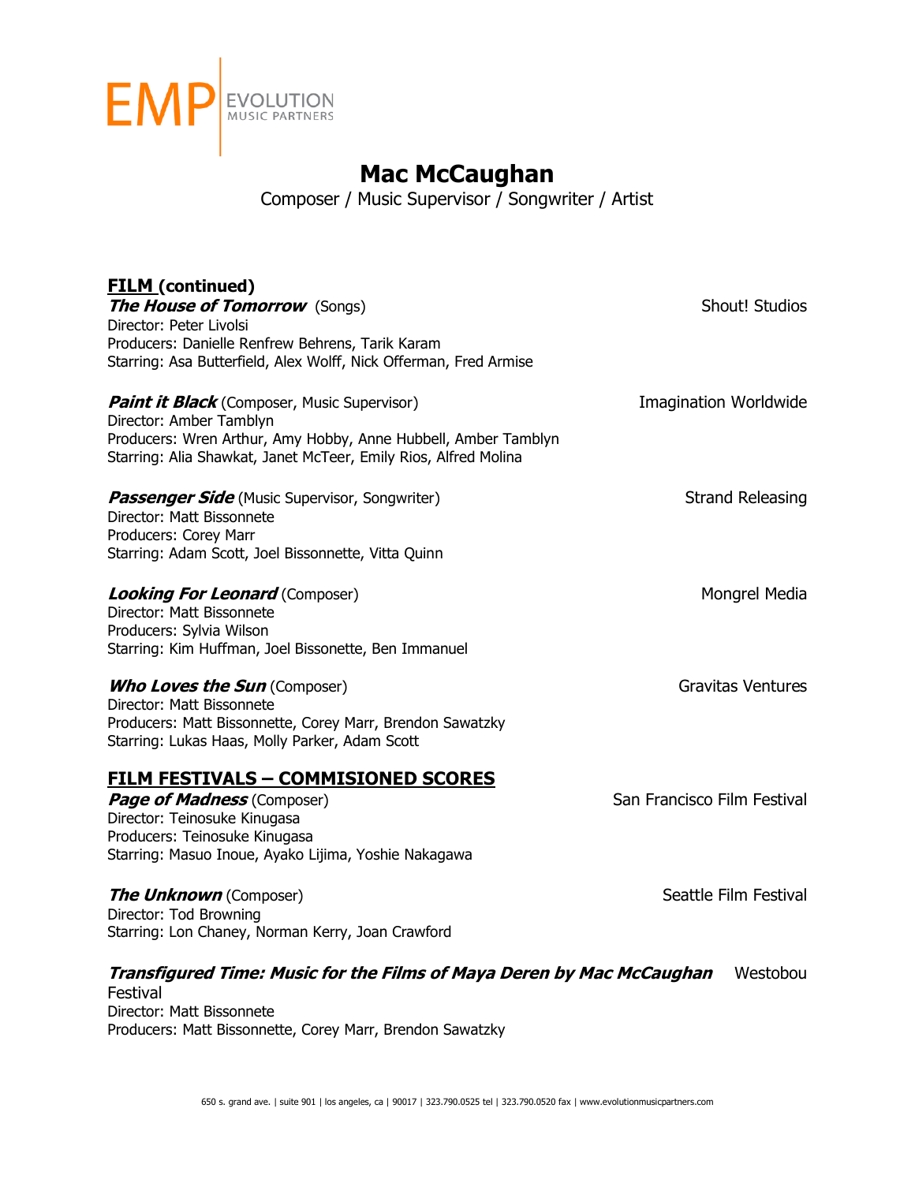EMP EVOLUTION MUSIC PARTNERS

# Mac McCaughan

Composer / Music Supervisor / Songwriter / Artist

## FILM (continued)

***The House of Tomorrow*** (Songs) — Shout! Studios
Director: Peter Livolsi
Producers: Danielle Renfrew Behrens, Tarik Karam
Starring: Asa Butterfield, Alex Wolff, Nick Offerman, Fred Armise

***Paint it Black*** (Composer, Music Supervisor) — Imagination Worldwide
Director: Amber Tamblyn
Producers: Wren Arthur, Amy Hobby, Anne Hubbell, Amber Tamblyn
Starring: Alia Shawkat, Janet McTeer, Emily Rios, Alfred Molina

***Passenger Side*** (Music Supervisor, Songwriter) — Strand Releasing
Director: Matt Bissonnete
Producers: Corey Marr
Starring: Adam Scott, Joel Bissonnette, Vitta Quinn

***Looking For Leonard*** (Composer) — Mongrel Media
Director: Matt Bissonnete
Producers: Sylvia Wilson
Starring: Kim Huffman, Joel Bissonette, Ben Immanuel

***Who Loves the Sun*** (Composer) — Gravitas Ventures
Director: Matt Bissonnete
Producers: Matt Bissonnette, Corey Marr, Brendon Sawatzky
Starring: Lukas Haas, Molly Parker, Adam Scott

## FILM FESTIVALS – COMMISIONED SCORES

***Page of Madness*** (Composer) — San Francisco Film Festival
Director: Teinosuke Kinugasa
Producers: Teinosuke Kinugasa
Starring: Masuo Inoue, Ayako Lijima, Yoshie Nakagawa

***The Unknown*** (Composer) — Seattle Film Festival
Director: Tod Browning
Starring: Lon Chaney, Norman Kerry, Joan Crawford

***Transfigured Time: Music for the Films of Maya Deren by Mac McCaughan*** — Westobou Festival
Director: Matt Bissonnete
Producers: Matt Bissonnette, Corey Marr, Brendon Sawatzky

650 s. grand ave. | suite 901 | los angeles, ca | 90017 | 323.790.0525 tel | 323.790.0520 fax | www.evolutionmusicpartners.com